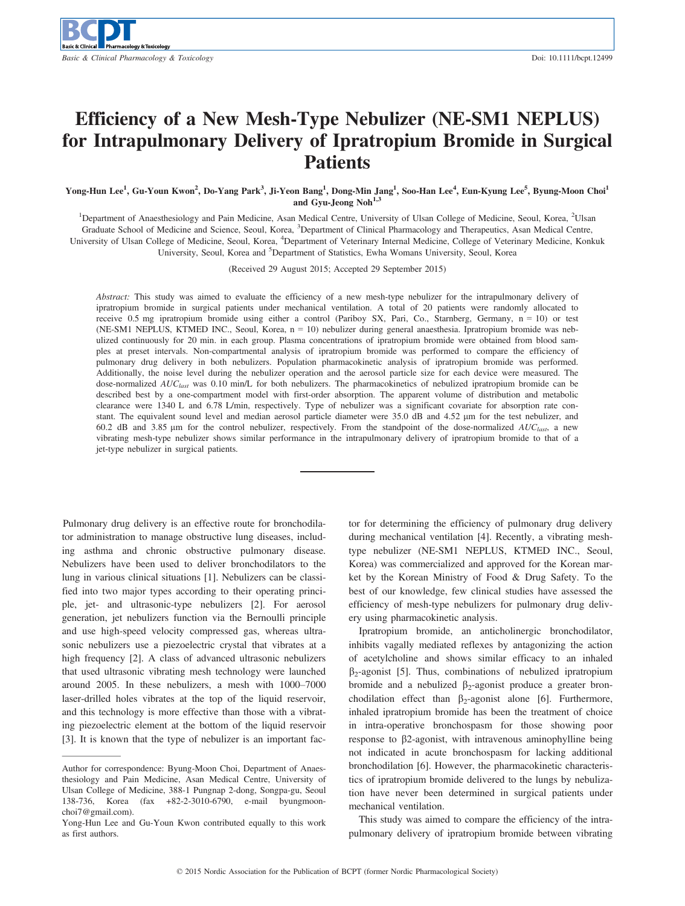# Efficiency of a New Mesh-Type Nebulizer (NE-SM1 NEPLUS) for Intrapulmonary Delivery of Ipratropium Bromide in Surgical Patients

Yong-Hun Lee[1], Gu-Youn Kwon[2], Do-Yang Park[3], Ji-Yeon Bang[1], Dong-Min Jang[1], Soo-Han Lee[4], Eun-Kyung Lee[5], Byung-Moon Choi[1] and Gyu-Jeong Noh[1,3]

[1]Department of Anaesthesiology and Pain Medicine, Asan Medical Centre, University of Ulsan College of Medicine, Seoul, Korea, [2]Ulsan Graduate School of Medicine and Science, Seoul, Korea, [3]Department of Clinical Pharmacology and Therapeutics, Asan Medical Centre, University of Ulsan College of Medicine, Seoul, Korea, [4]Department of Veterinary Internal Medicine, College of Veterinary Medicine, Konkuk University, Seoul, Korea and [5]Department of Statistics, Ewha Womans University, Seoul, Korea

(Received 29 August 2015; Accepted 29 September 2015)

*Abstract:* This study was aimed to evaluate the efficiency of a new mesh-type nebulizer for the intrapulmonary delivery of ipratropium bromide in surgical patients under mechanical ventilation. A total of 20 patients were randomly allocated to receive 0.5 mg ipratropium bromide using either a control (Pariboy SX, Pari, Co., Starnberg, Germany, n = 10) or test (NE-SM1 NEPLUS, KTMED INC., Seoul, Korea, n = 10) nebulizer during general anaesthesia. Ipratropium bromide was nebulized continuously for 20 min. in each group. Plasma concentrations of ipratropium bromide were obtained from blood samples at preset intervals. Non-compartmental analysis of ipratropium bromide was performed to compare the efficiency of pulmonary drug delivery in both nebulizers. Population pharmacokinetic analysis of ipratropium bromide was performed. Additionally, the noise level during the nebulizer operation and the aerosol particle size for each device were measured. The dose-normalized $AUC_{last}$ was 0.10 min/L for both nebulizers. The pharmacokinetics of nebulized ipratropium bromide can be described best by a one-compartment model with first-order absorption. The apparent volume of distribution and metabolic clearance were 1340 L and 6.78 L/min, respectively. Type of nebulizer was a significant covariate for absorption rate constant. The equivalent sound level and median aerosol particle diameter were 35.0 dB and 4.52 μm for the test nebulizer, and 60.2 dB and 3.85 μm for the control nebulizer, respectively. From the standpoint of the dose-normalized $AUC_{last}$, a new vibrating mesh-type nebulizer shows similar performance in the intrapulmonary delivery of ipratropium bromide to that of a jet-type nebulizer in surgical patients.

Pulmonary drug delivery is an effective route for bronchodilator administration to manage obstructive lung diseases, including asthma and chronic obstructive pulmonary disease. Nebulizers have been used to deliver bronchodilators to the lung in various clinical situations [1]. Nebulizers can be classified into two major types according to their operating principle, jet- and ultrasonic-type nebulizers [2]. For aerosol generation, jet nebulizers function via the Bernoulli principle and use high-speed velocity compressed gas, whereas ultrasonic nebulizers use a piezoelectric crystal that vibrates at a high frequency [2]. A class of advanced ultrasonic nebulizers that used ultrasonic vibrating mesh technology were launched around 2005. In these nebulizers, a mesh with 1000–7000 laser-drilled holes vibrates at the top of the liquid reservoir, and this technology is more effective than those with a vibrating piezoelectric element at the bottom of the liquid reservoir [3]. It is known that the type of nebulizer is an important factor for determining the efficiency of pulmonary drug delivery during mechanical ventilation [4]. Recently, a vibrating mesh-type nebulizer (NE-SM1 NEPLUS, KTMED INC., Seoul, Korea) was commercialized and approved for the Korean market by the Korean Ministry of Food & Drug Safety. To the best of our knowledge, few clinical studies have assessed the efficiency of mesh-type nebulizers for pulmonary drug delivery using pharmacokinetic analysis.

Ipratropium bromide, an anticholinergic bronchodilator, inhibits vagally mediated reflexes by antagonizing the action of acetylcholine and shows similar efficacy to an inhaled $\beta_2$-agonist [5]. Thus, combinations of nebulized ipratropium bromide and a nebulized $\beta_2$-agonist produce a greater bronchodilation effect than $\beta_2$-agonist alone [6]. Furthermore, inhaled ipratropium bromide has been the treatment of choice in intra-operative bronchospasm for those showing poor response to $\beta$2-agonist, with intravenous aminophylline being not indicated in acute bronchospasm for lacking additional bronchodilation [6]. However, the pharmacokinetic characteristics of ipratropium bromide delivered to the lungs by nebulization have never been determined in surgical patients under mechanical ventilation.

This study was aimed to compare the efficiency of the intrapulmonary delivery of ipratropium bromide between vibrating

Author for correspondence: Byung-Moon Choi, Department of Anaesthesiology and Pain Medicine, Asan Medical Centre, University of Ulsan College of Medicine, 388-1 Pungnap 2-dong, Songpa-gu, Seoul 138-736, Korea (fax +82-2-3010-6790, e-mail byungmoonchoi7@gmail.com).

Yong-Hun Lee and Gu-Youn Kwon contributed equally to this work as first authors.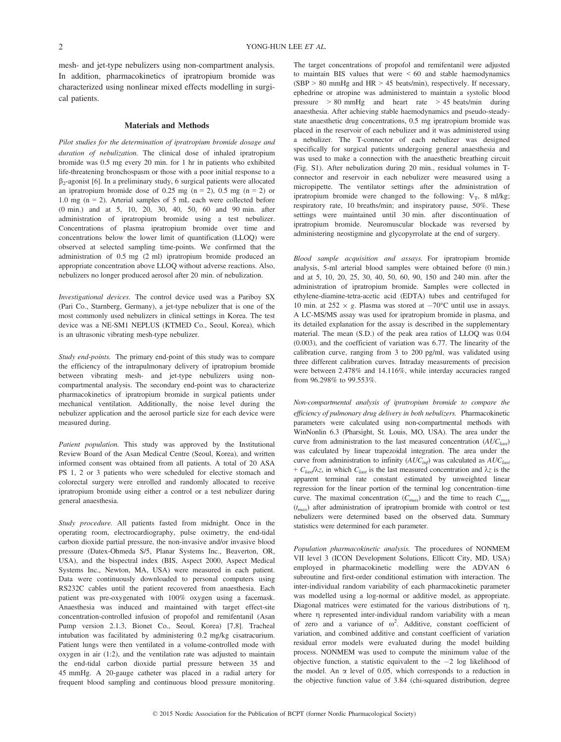mesh- and jet-type nebulizers using non-compartment analysis. In addition, pharmacokinetics of ipratropium bromide was characterized using nonlinear mixed effects modelling in surgical patients.

## Materials and Methods

*Pilot studies for the determination of ipratropium bromide dosage and duration of nebulization.* The clinical dose of inhaled ipratropium bromide was 0.5 mg every 20 min. for 1 hr in patients who exhibited life-threatening bronchospasm or those with a poor initial response to a $\beta_2$-agonist [6]. In a preliminary study, 6 surgical patients were allocated an ipratropium bromide dose of 0.25 mg (n = 2), 0.5 mg (n = 2) or 1.0 mg (n = 2). Arterial samples of 5 mL each were collected before (0 min.) and at 5, 10, 20, 30, 40, 50, 60 and 90 min. after administration of ipratropium bromide using a test nebulizer. Concentrations of plasma ipratropium bromide over time and concentrations below the lower limit of quantification (LLOQ) were observed at selected sampling time-points. We confirmed that the administration of 0.5 mg (2 ml) ipratropium bromide produced an appropriate concentration above LLOQ without adverse reactions. Also, nebulizers no longer produced aerosol after 20 min. of nebulization.

*Investigational devices.* The control device used was a Pariboy SX (Pari Co., Starnberg, Germany), a jet-type nebulizer that is one of the most commonly used nebulizers in clinical settings in Korea. The test device was a NE-SM1 NEPLUS (KTMED Co., Seoul, Korea), which is an ultrasonic vibrating mesh-type nebulizer.

*Study end-points.* The primary end-point of this study was to compare the efficiency of the intrapulmonary delivery of ipratropium bromide between vibrating mesh- and jet-type nebulizers using non-compartmental analysis. The secondary end-point was to characterize pharmacokinetics of ipratropium bromide in surgical patients under mechanical ventilation. Additionally, the noise level during the nebulizer application and the aerosol particle size for each device were measured during.

*Patient population.* This study was approved by the Institutional Review Board of the Asan Medical Centre (Seoul, Korea), and written informed consent was obtained from all patients. A total of 20 ASA PS 1, 2 or 3 patients who were scheduled for elective stomach and colorectal surgery were enrolled and randomly allocated to receive ipratropium bromide using either a control or a test nebulizer during general anaesthesia.

*Study procedure.* All patients fasted from midnight. Once in the operating room, electrocardiography, pulse oximetry, the end-tidal carbon dioxide partial pressure, the non-invasive and/or invasive blood pressure (Datex-Ohmeda S/5, Planar Systems Inc., Beaverton, OR, USA), and the bispectral index (BIS, Aspect 2000, Aspect Medical Systems Inc., Newton, MA, USA) were measured in each patient. Data were continuously downloaded to personal computers using RS232C cables until the patient recovered from anaesthesia. Each patient was pre-oxygenated with 100% oxygen using a facemask. Anaesthesia was induced and maintained with target effect-site concentration-controlled infusion of propofol and remifentanil (Asan Pump version 2.1.3, Bionet Co., Seoul, Korea) [7,8]. Tracheal intubation was facilitated by administering 0.2 mg/kg cisatracurium. Patient lungs were then ventilated in a volume-controlled mode with oxygen in air (1:2), and the ventilation rate was adjusted to maintain the end-tidal carbon dioxide partial pressure between 35 and 45 mmHg. A 20-gauge catheter was placed in a radial artery for frequent blood sampling and continuous blood pressure monitoring. The target concentrations of propofol and remifentanil were adjusted to maintain BIS values that were < 60 and stable haemodynamics (SBP > 80 mmHg and HR > 45 beats/min), respectively. If necessary, ephedrine or atropine was administered to maintain a systolic blood pressure > 80 mmHg and heart rate > 45 beats/min during anaesthesia. After achieving stable haemodynamics and pseudo-steady-state anaesthetic drug concentrations, 0.5 mg ipratropium bromide was placed in the reservoir of each nebulizer and it was administered using a nebulizer. The T-connector of each nebulizer was designed specifically for surgical patients undergoing general anaesthesia and was used to make a connection with the anaesthetic breathing circuit (Fig. S1). After nebulization during 20 min., residual volumes in T-connector and reservoir in each nebulizer were measured using a micropipette. The ventilator settings after the administration of ipratropium bromide were changed to the following: $V_T$, 8 ml/kg; respiratory rate, 10 breaths/min; and inspiratory pause, 50%. These settings were maintained until 30 min. after discontinuation of ipratropium bromide. Neuromuscular blockade was reversed by administering neostigmine and glycopyrrolate at the end of surgery.

*Blood sample acquisition and assays.* For ipratropium bromide analysis, 5-ml arterial blood samples were obtained before (0 min.) and at 5, 10, 20, 25, 30, 40, 50, 60, 90, 150 and 240 min. after the administration of ipratropium bromide. Samples were collected in ethylene-diamine-tetra-acetic acid (EDTA) tubes and centrifuged for 10 min. at 252 × *g*. Plasma was stored at −70°C until use in assays. A LC-MS/MS assay was used for ipratropium bromide in plasma, and its detailed explanation for the assay is described in the supplementary material. The mean (S.D.) of the peak area ratios of LLOQ was 0.04 (0.003), and the coefficient of variation was 6.77. The linearity of the calibration curve, ranging from 3 to 200 pg/ml, was validated using three different calibration curves. Intraday measurements of precision were between 2.478% and 14.116%, while interday accuracies ranged from 96.298% to 99.553%.

*Non-compartmental analysis of ipratropium bromide to compare the efficiency of pulmonary drug delivery in both nebulizers.* Pharmacokinetic parameters were calculated using non-compartmental methods with WinNonlin 6.3 (Pharsight, St. Louis, MO, USA). The area under the curve from administration to the last measured concentration ($AUC_{last}$) was calculated by linear trapezoidal integration. The area under the curve from administration to infinity ($AUC_{inf}$) was calculated as $AUC_{last} + C_{last}/\lambda z$, in which $C_{last}$ is the last measured concentration and $\lambda z$ is the apparent terminal rate constant estimated by unweighted linear regression for the linear portion of the terminal log concentration–time curve. The maximal concentration ($C_{max}$) and the time to reach $C_{max}$ ($t_{max}$) after administration of ipratropium bromide with control or test nebulizers were determined based on the observed data. Summary statistics were determined for each parameter.

*Population pharmacokinetic analysis.* The procedures of NONMEM VII level 3 (ICON Development Solutions, Ellicott City, MD, USA) employed in pharmacokinetic modelling were the ADVAN 6 subroutine and first-order conditional estimation with interaction. The inter-individual random variability of each pharmacokinetic parameter was modelled using a log-normal or additive model, as appropriate. Diagonal matrices were estimated for the various distributions of η, where η represented inter-individual random variability with a mean of zero and a variance of $\omega^2$. Additive, constant coefficient of variation, and combined additive and constant coefficient of variation residual error models were evaluated during the model building process. NONMEM was used to compute the minimum value of the objective function, a statistic equivalent to the −2 log likelihood of the model. An α level of 0.05, which corresponds to a reduction in the objective function value of 3.84 (chi-squared distribution, degree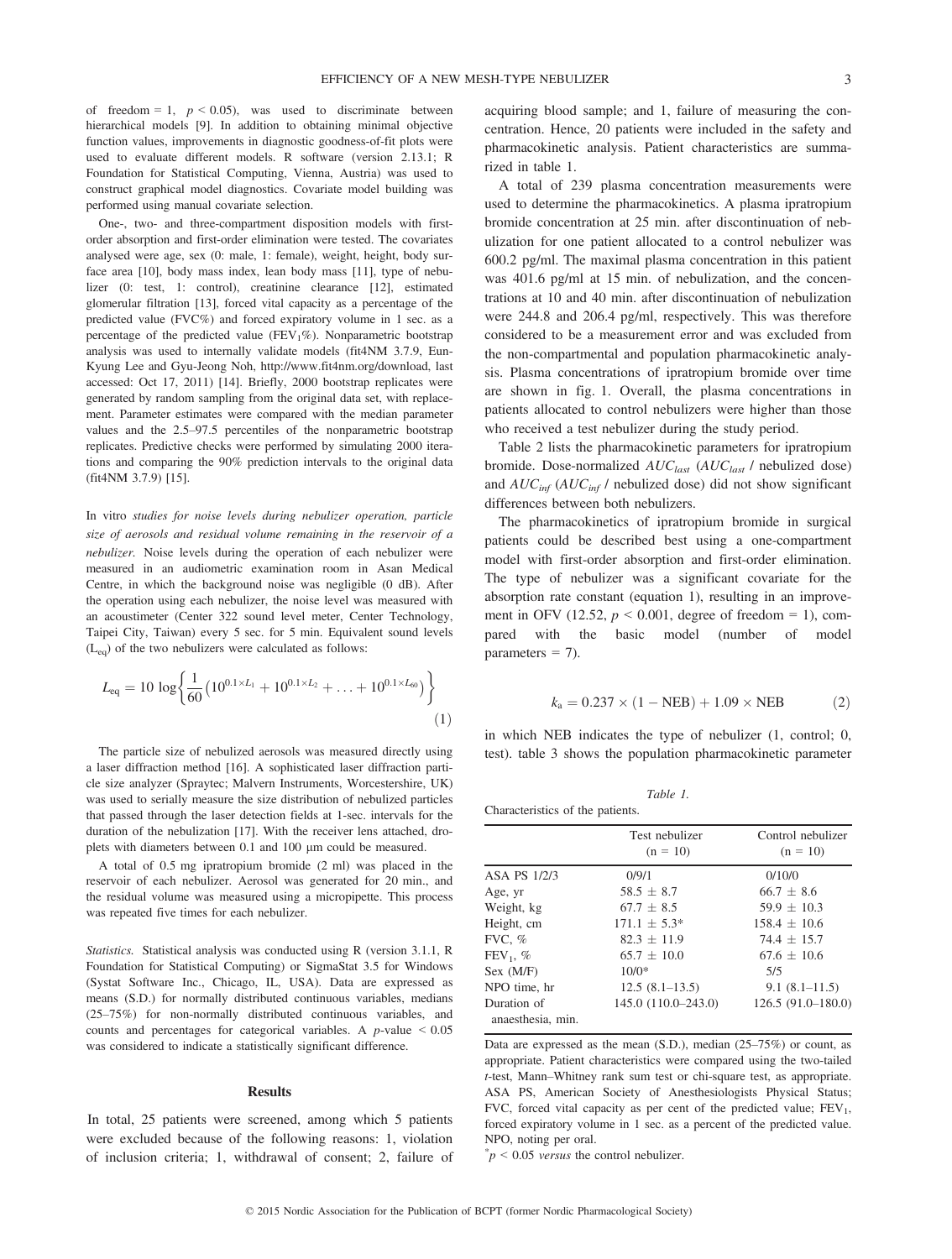of freedom = 1, $p < 0.05$), was used to discriminate between hierarchical models [9]. In addition to obtaining minimal objective function values, improvements in diagnostic goodness-of-fit plots were used to evaluate different models. R software (version 2.13.1; R Foundation for Statistical Computing, Vienna, Austria) was used to construct graphical model diagnostics. Covariate model building was performed using manual covariate selection.

One-, two- and three-compartment disposition models with first-order absorption and first-order elimination were tested. The covariates analysed were age, sex (0: male, 1: female), weight, height, body surface area [10], body mass index, lean body mass [11], type of nebulizer (0: test, 1: control), creatinine clearance [12], estimated glomerular filtration [13], forced vital capacity as a percentage of the predicted value (FVC%) and forced expiratory volume in 1 sec. as a percentage of the predicted value ($FEV_1$%). Nonparametric bootstrap analysis was used to internally validate models (fit4NM 3.7.9, Eun-Kyung Lee and Gyu-Jeong Noh, http://www.fit4nm.org/download, last accessed: Oct 17, 2011) [14]. Briefly, 2000 bootstrap replicates were generated by random sampling from the original data set, with replacement. Parameter estimates were compared with the median parameter values and the 2.5–97.5 percentiles of the nonparametric bootstrap replicates. Predictive checks were performed by simulating 2000 iterations and comparing the 90% prediction intervals to the original data (fit4NM 3.7.9) [15].

*In vitro studies for noise levels during nebulizer operation, particle size of aerosols and residual volume remaining in the reservoir of a nebulizer.* Noise levels during the operation of each nebulizer were measured in an audiometric examination room in Asan Medical Centre, in which the background noise was negligible (0 dB). After the operation using each nebulizer, the noise level was measured with an acoustimeter (Center 322 sound level meter, Center Technology, Taipei City, Taiwan) every 5 sec. for 5 min. Equivalent sound levels ($L_{eq}$) of the two nebulizers were calculated as follows:

$$L_{eq} = 10\ \log\left\{\frac{1}{60}\left(10^{0.1\times L_1} + 10^{0.1\times L_2} + \ldots + 10^{0.1\times L_{60}}\right)\right\} \tag{1}$$

The particle size of nebulized aerosols was measured directly using a laser diffraction method [16]. A sophisticated laser diffraction particle size analyzer (Spraytec; Malvern Instruments, Worcestershire, UK) was used to serially measure the size distribution of nebulized particles that passed through the laser detection fields at 1-sec. intervals for the duration of the nebulization [17]. With the receiver lens attached, droplets with diameters between 0.1 and 100 μm could be measured.

A total of 0.5 mg ipratropium bromide (2 ml) was placed in the reservoir of each nebulizer. Aerosol was generated for 20 min., and the residual volume was measured using a micropipette. This process was repeated five times for each nebulizer.

*Statistics.* Statistical analysis was conducted using R (version 3.1.1, R Foundation for Statistical Computing) or SigmaStat 3.5 for Windows (Systat Software Inc., Chicago, IL, USA). Data are expressed as means (S.D.) for normally distributed continuous variables, medians (25–75%) for non-normally distributed continuous variables, and counts and percentages for categorical variables. A $p$-value $< 0.05$ was considered to indicate a statistically significant difference.

## Results

In total, 25 patients were screened, among which 5 patients were excluded because of the following reasons: 1, violation of inclusion criteria; 1, withdrawal of consent; 2, failure of acquiring blood sample; and 1, failure of measuring the concentration. Hence, 20 patients were included in the safety and pharmacokinetic analysis. Patient characteristics are summarized in table 1.

A total of 239 plasma concentration measurements were used to determine the pharmacokinetics. A plasma ipratropium bromide concentration at 25 min. after discontinuation of nebulization for one patient allocated to a control nebulizer was 600.2 pg/ml. The maximal plasma concentration in this patient was 401.6 pg/ml at 15 min. of nebulization, and the concentrations at 10 and 40 min. after discontinuation of nebulization were 244.8 and 206.4 pg/ml, respectively. This was therefore considered to be a measurement error and was excluded from the non-compartmental and population pharmacokinetic analysis. Plasma concentrations of ipratropium bromide over time are shown in fig. 1. Overall, the plasma concentrations in patients allocated to control nebulizers were higher than those who received a test nebulizer during the study period.

Table 2 lists the pharmacokinetic parameters for ipratropium bromide. Dose-normalized $AUC_{last}$ ($AUC_{last}$ / nebulized dose) and $AUC_{inf}$ ($AUC_{inf}$ / nebulized dose) did not show significant differences between both nebulizers.

The pharmacokinetics of ipratropium bromide in surgical patients could be described best using a one-compartment model with first-order absorption and first-order elimination. The type of nebulizer was a significant covariate for the absorption rate constant (equation 1), resulting in an improvement in OFV (12.52, $p < 0.001$, degree of freedom = 1), compared with the basic model (number of model parameters = 7).

$$k_a = 0.237 \times (1 - \text{NEB}) + 1.09 \times \text{NEB} \tag{2}$$

in which NEB indicates the type of nebulizer (1, control; 0, test). table 3 shows the population pharmacokinetic parameter

*Table 1.*
Characteristics of the patients.

| | Test nebulizer (n = 10) | Control nebulizer (n = 10) |
|---|---|---|
| ASA PS 1/2/3 | 0/9/1 | 0/10/0 |
| Age, yr | 58.5 ± 8.7 | 66.7 ± 8.6 |
| Weight, kg | 67.7 ± 8.5 | 59.9 ± 10.3 |
| Height, cm | 171.1 ± 5.3* | 158.4 ± 10.6 |
| FVC, % | 82.3 ± 11.9 | 74.4 ± 15.7 |
| $FEV_1$, % | 65.7 ± 10.0 | 67.6 ± 10.6 |
| Sex (M/F) | 10/0* | 5/5 |
| NPO time, hr | 12.5 (8.1–13.5) | 9.1 (8.1–11.5) |
| Duration of anaesthesia, min. | 145.0 (110.0–243.0) | 126.5 (91.0–180.0) |

Data are expressed as the mean (S.D.), median (25–75%) or count, as appropriate. Patient characteristics were compared using the two-tailed *t*-test, Mann–Whitney rank sum test or chi-square test, as appropriate. ASA PS, American Society of Anesthesiologists Physical Status; FVC, forced vital capacity as per cent of the predicted value; $FEV_1$, forced expiratory volume in 1 sec. as a percent of the predicted value. NPO, noting per oral.
*$p < 0.05$ *versus* the control nebulizer.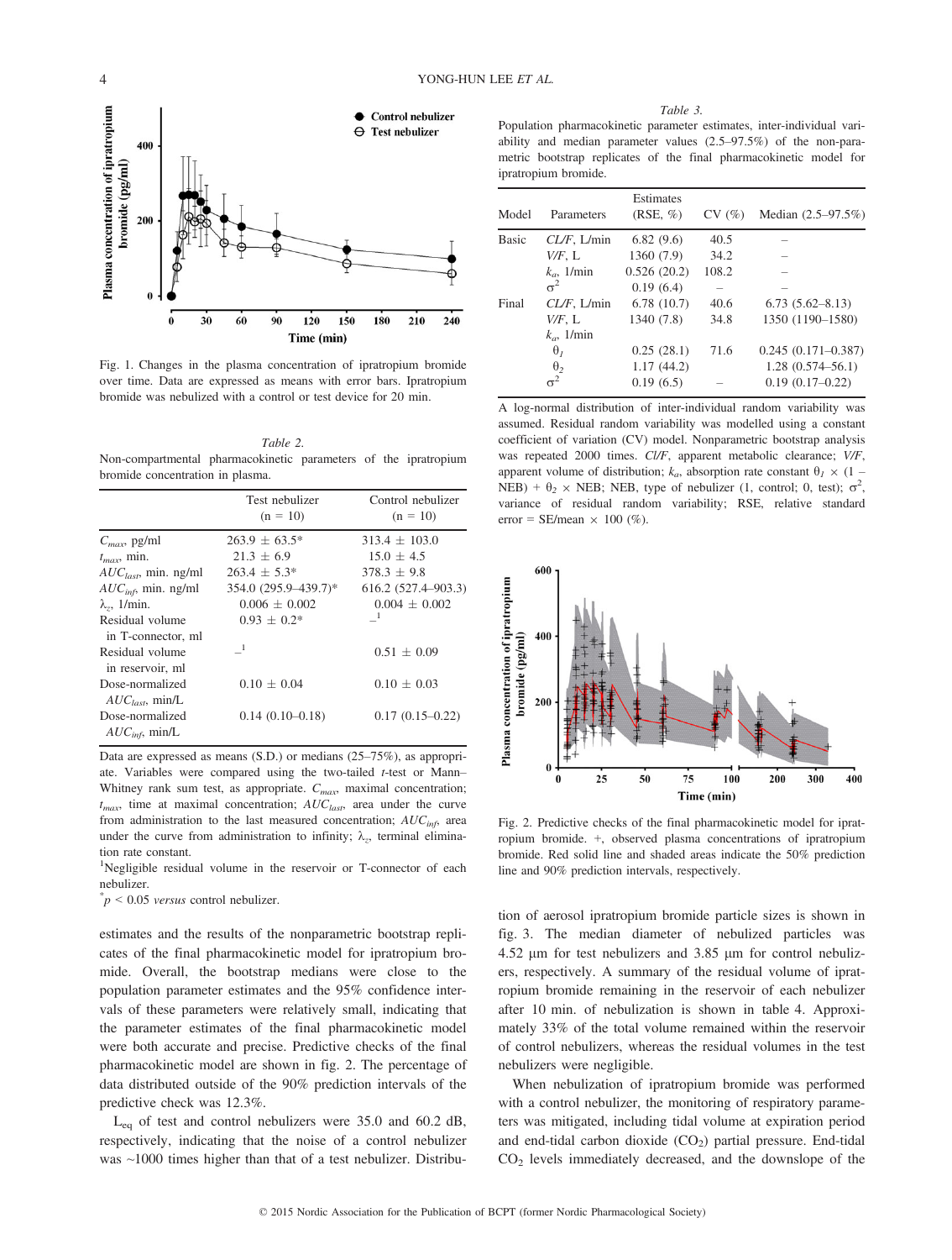Plasma concentration of ipratropium bromide (pg/ml)

Control nebulizer

Test nebulizer

400

200

0

0 30 60 90 120 150 180 210 240

Time (min)

Fig. 1. Changes in the plasma concentration of ipratropium bromide over time. Data are expressed as means with error bars. Ipratropium bromide was nebulized with a control or test device for 20 min.

*Table 2.*
Non-compartmental pharmacokinetic parameters of the ipratropium bromide concentration in plasma.

| | Test nebulizer (n = 10) | Control nebulizer (n = 10) |
|---|---|---|
| $C_{max}$, pg/ml | 263.9 ± 63.5* | 313.4 ± 103.0 |
| $t_{max}$, min. | 21.3 ± 6.9 | 15.0 ± 4.5 |
| $AUC_{last}$, min. ng/ml | 263.4 ± 5.3* | 378.3 ± 9.8 |
| $AUC_{inf}$, min. ng/ml | 354.0 (295.9–439.7)* | 616.2 (527.4–903.3) |
| $\lambda_z$, 1/min. | 0.006 ± 0.002 | 0.004 ± 0.002 |
| Residual volume in T-connector, ml | 0.93 ± 0.2* | –[1] |
| Residual volume in reservoir, ml | –[1] | 0.51 ± 0.09 |
| Dose-normalized $AUC_{last}$, min/L | 0.10 ± 0.04 | 0.10 ± 0.03 |
| Dose-normalized $AUC_{inf}$, min/L | 0.14 (0.10–0.18) | 0.17 (0.15–0.22) |

Data are expressed as means (S.D.) or medians (25–75%), as appropriate. Variables were compared using the two-tailed *t*-test or Mann–Whitney rank sum test, as appropriate. $C_{max}$, maximal concentration; $t_{max}$, time at maximal concentration; $AUC_{last}$, area under the curve from administration to the last measured concentration; $AUC_{inf}$, area under the curve from administration to infinity; $\lambda_z$, terminal elimination rate constant.

[1]Negligible residual volume in the reservoir or T-connector of each nebulizer.

*$p < 0.05$ *versus* control nebulizer.

estimates and the results of the nonparametric bootstrap replicates of the final pharmacokinetic model for ipratropium bromide. Overall, the bootstrap medians were close to the population parameter estimates and the 95% confidence intervals of these parameters were relatively small, indicating that the parameter estimates of the final pharmacokinetic model were both accurate and precise. Predictive checks of the final pharmacokinetic model are shown in fig. 2. The percentage of data distributed outside of the 90% prediction intervals of the predictive check was 12.3%.

$L_{eq}$ of test and control nebulizers were 35.0 and 60.2 dB, respectively, indicating that the noise of a control nebulizer was ~1000 times higher than that of a test nebulizer. Distribution of aerosol ipratropium bromide particle sizes is shown in fig. 3. The median diameter of nebulized particles was 4.52 μm for test nebulizers and 3.85 μm for control nebulizers, respectively. A summary of the residual volume of ipratropium bromide remaining in the reservoir of each nebulizer after 10 min. of nebulization is shown in table 4. Approximately 33% of the total volume remained within the reservoir of control nebulizers, whereas the residual volumes in the test nebulizers were negligible.

*Table 3.*
Population pharmacokinetic parameter estimates, inter-individual variability and median parameter values (2.5–97.5%) of the non-parametric bootstrap replicates of the final pharmacokinetic model for ipratropium bromide.

| Model | Parameters | Estimates (RSE, %) | CV (%) | Median (2.5–97.5%) |
|---|---|---|---|---|
| Basic | *CL/F*, L/min | 6.82 (9.6) | 40.5 | – |
| | *V/F*, L | 1360 (7.9) | 34.2 | – |
| | $k_a$, 1/min | 0.526 (20.2) | 108.2 | – |
| | $\sigma^2$ | 0.19 (6.4) | – | – |
| Final | *CL/F*, L/min | 6.78 (10.7) | 40.6 | 6.73 (5.62–8.13) |
| | *V/F*, L | 1340 (7.8) | 34.8 | 1350 (1190–1580) |
| | $k_a$, 1/min | | | |
| | $\theta_1$ | 0.25 (28.1) | 71.6 | 0.245 (0.171–0.387) |
| | $\theta_2$ | 1.17 (44.2) | | 1.28 (0.574–56.1) |
| | $\sigma^2$ | 0.19 (6.5) | – | 0.19 (0.17–0.22) |

A log-normal distribution of inter-individual random variability was assumed. Residual random variability was modelled using a constant coefficient of variation (CV) model. Nonparametric bootstrap analysis was repeated 2000 times. *Cl/F*, apparent metabolic clearance; *V/F*, apparent volume of distribution; $k_a$, absorption rate constant $\theta_1 \times (1 - \text{NEB}) + \theta_2 \times \text{NEB}$; NEB, type of nebulizer (1, control; 0, test); $\sigma^2$, variance of residual random variability; RSE, relative standard error = SE/mean × 100 (%).

Plasma concentration of ipratropium bromide (pg/ml)

600

400

200

0

0 25 50 75 100 200 300 400

Time (min)

Fig. 2. Predictive checks of the final pharmacokinetic model for ipratropium bromide. +, observed plasma concentrations of ipratropium bromide. Red solid line and shaded areas indicate the 50% prediction line and 90% prediction intervals, respectively.

When nebulization of ipratropium bromide was performed with a control nebulizer, the monitoring of respiratory parameters was mitigated, including tidal volume at expiration period and end-tidal carbon dioxide ($CO_2$) partial pressure. End-tidal $CO_2$ levels immediately decreased, and the downslope of the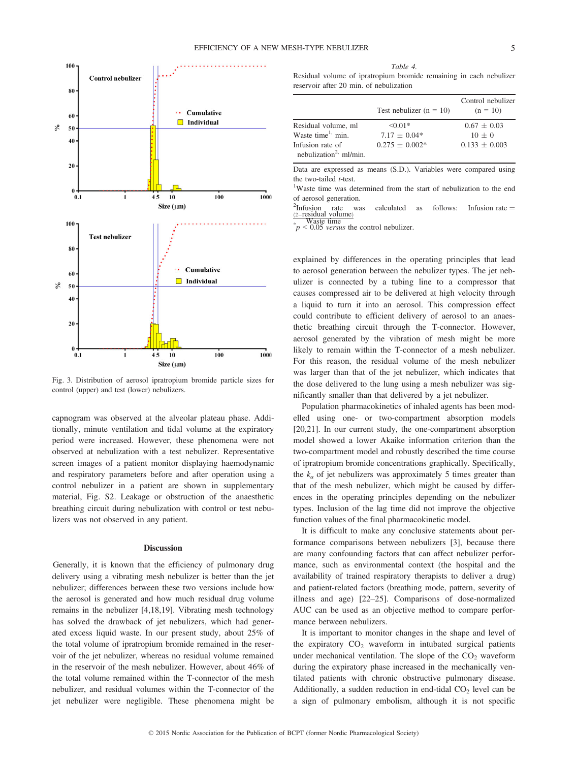Control nebulizer

100
80
60
50
40
20
0
%

0.1 1 4 5 10 100 1000

Size (μm)

Cumulative
Individual

Test nebulizer

100
80
60
50
40
20
0
%

0.1 1 4 5 10 100 1000

Size (μm)

Cumulative
Individual

Fig. 3. Distribution of aerosol ipratropium bromide particle sizes for control (upper) and test (lower) nebulizers.

capnogram was observed at the alveolar plateau phase. Additionally, minute ventilation and tidal volume at the expiratory period were increased. However, these phenomena were not observed at nebulization with a test nebulizer. Representative screen images of a patient monitor displaying haemodynamic and respiratory parameters before and after operation using a control nebulizer in a patient are shown in supplementary material, Fig. S2. Leakage or obstruction of the anaesthetic breathing circuit during nebulization with control or test nebulizers was not observed in any patient.

## Discussion

Generally, it is known that the efficiency of pulmonary drug delivery using a vibrating mesh nebulizer is better than the jet nebulizer; differences between these two versions include how the aerosol is generated and how much residual drug volume remains in the nebulizer [4,18,19]. Vibrating mesh technology has solved the drawback of jet nebulizers, which had generated excess liquid waste. In our present study, about 25% of the total volume of ipratropium bromide remained in the reservoir of the jet nebulizer, whereas no residual volume remained in the reservoir of the mesh nebulizer. However, about 46% of the total volume remained within the T-connector of the mesh nebulizer, and residual volumes within the T-connector of the jet nebulizer were negligible. These phenomena might be explained by differences in the operating principles that lead to aerosol generation between the nebulizer types. The jet nebulizer is connected by a tubing line to a compressor that causes compressed air to be delivered at high velocity through a liquid to turn it into an aerosol. This compression effect could contribute to efficient delivery of aerosol to an anaesthetic breathing circuit through the T-connector. However, aerosol generated by the vibration of mesh might be more likely to remain within the T-connector of a mesh nebulizer. For this reason, the residual volume of the mesh nebulizer was larger than that of the jet nebulizer, which indicates that the dose delivered to the lung using a mesh nebulizer was significantly smaller than that delivered by a jet nebulizer.

Table 4.
Residual volume of ipratropium bromide remaining in each nebulizer reservoir after 20 min. of nebulization

| | Test nebulizer (n = 10) | Control nebulizer (n = 10) |
|---|---|---|
| Residual volume, ml | <0.01* | 0.67 ± 0.03 |
| Waste time[1], min. | 7.17 ± 0.04* | 10 ± 0 |
| Infusion rate of nebulization[2], ml/min. | 0.275 ± 0.002* | 0.133 ± 0.003 |

Data are expressed as means (S.D.). Variables were compared using the two-tailed *t*-test.
[1]Waste time was determined from the start of nebulization to the end of aerosol generation.
[2]Infusion rate was calculated as follows: Infusion rate = $\frac{(2 - \text{residual volume})}{\text{Waste time}}$
*$p < 0.05$ *versus* the control nebulizer.

Population pharmacokinetics of inhaled agents has been modelled using one- or two-compartment absorption models [20,21]. In our current study, the one-compartment absorption model showed a lower Akaike information criterion than the two-compartment model and robustly described the time course of ipratropium bromide concentrations graphically. Specifically, the $k_a$ of jet nebulizers was approximately 5 times greater than that of the mesh nebulizer, which might be caused by differences in the operating principles depending on the nebulizer types. Inclusion of the lag time did not improve the objective function values of the final pharmacokinetic model.

It is difficult to make any conclusive statements about performance comparisons between nebulizers [3], because there are many confounding factors that can affect nebulizer performance, such as environmental context (the hospital and the availability of trained respiratory therapists to deliver a drug) and patient-related factors (breathing mode, pattern, severity of illness and age) [22–25]. Comparisons of dose-normalized AUC can be used as an objective method to compare performance between nebulizers.

It is important to monitor changes in the shape and level of the expiratory $CO_2$ waveform in intubated surgical patients under mechanical ventilation. The slope of the $CO_2$ waveform during the expiratory phase increased in the mechanically ventilated patients with chronic obstructive pulmonary disease. Additionally, a sudden reduction in end-tidal $CO_2$ level can be a sign of pulmonary embolism, although it is not specific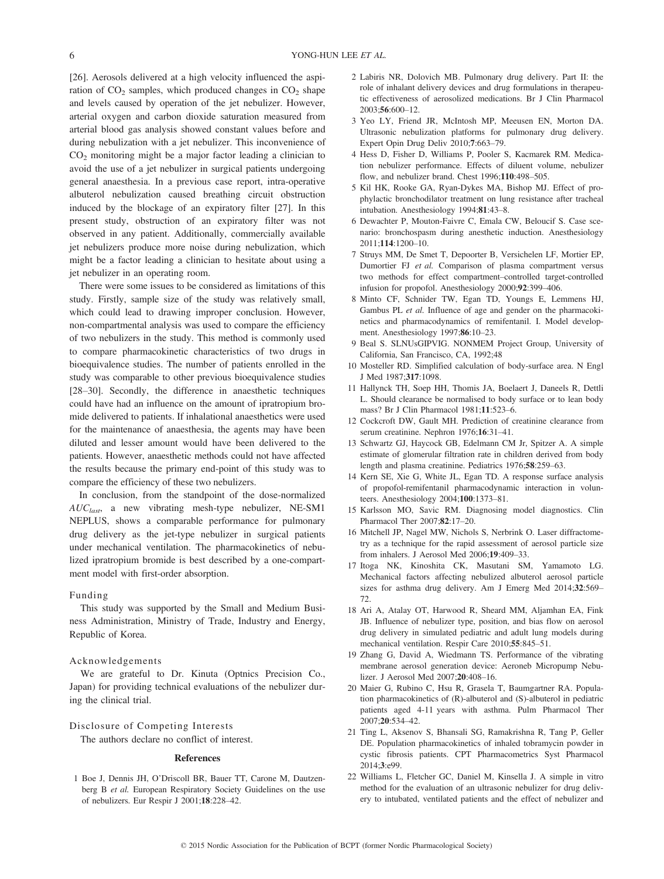[26]. Aerosols delivered at a high velocity influenced the aspiration of $CO_2$ samples, which produced changes in $CO_2$ shape and levels caused by operation of the jet nebulizer. However, arterial oxygen and carbon dioxide saturation measured from arterial blood gas analysis showed constant values before and during nebulization with a jet nebulizer. This inconvenience of $CO_2$ monitoring might be a major factor leading a clinician to avoid the use of a jet nebulizer in surgical patients undergoing general anaesthesia. In a previous case report, intra-operative albuterol nebulization caused breathing circuit obstruction induced by the blockage of an expiratory filter [27]. In this present study, obstruction of an expiratory filter was not observed in any patient. Additionally, commercially available jet nebulizers produce more noise during nebulization, which might be a factor leading a clinician to hesitate about using a jet nebulizer in an operating room.

There were some issues to be considered as limitations of this study. Firstly, sample size of the study was relatively small, which could lead to drawing improper conclusion. However, non-compartmental analysis was used to compare the efficiency of two nebulizers in the study. This method is commonly used to compare pharmacokinetic characteristics of two drugs in bioequivalence studies. The number of patients enrolled in the study was comparable to other previous bioequivalence studies [28–30]. Secondly, the difference in anaesthetic techniques could have had an influence on the amount of ipratropium bromide delivered to patients. If inhalational anaesthetics were used for the maintenance of anaesthesia, the agents may have been diluted and lesser amount would have been delivered to the patients. However, anaesthetic methods could not have affected the results because the primary end-point of this study was to compare the efficiency of these two nebulizers.

In conclusion, from the standpoint of the dose-normalized $AUC_{last}$, a new vibrating mesh-type nebulizer, NE-SM1 NEPLUS, shows a comparable performance for pulmonary drug delivery as the jet-type nebulizer in surgical patients under mechanical ventilation. The pharmacokinetics of nebulized ipratropium bromide is best described by a one-compartment model with first-order absorption.

## Funding

This study was supported by the Small and Medium Business Administration, Ministry of Trade, Industry and Energy, Republic of Korea.

## Acknowledgements

We are grateful to Dr. Kinuta (Optnics Precision Co., Japan) for providing technical evaluations of the nebulizer during the clinical trial.

## Disclosure of Competing Interests

The authors declare no conflict of interest.

## References

1 Boe J, Dennis JH, O'Driscoll BR, Bauer TT, Carone M, Dautzenberg B *et al.* European Respiratory Society Guidelines on the use of nebulizers. Eur Respir J 2001;**18**:228–42.

2 Labiris NR, Dolovich MB. Pulmonary drug delivery. Part II: the role of inhalant delivery devices and drug formulations in therapeutic effectiveness of aerosolized medications. Br J Clin Pharmacol 2003;**56**:600–12.

3 Yeo LY, Friend JR, McIntosh MP, Meeusen EN, Morton DA. Ultrasonic nebulization platforms for pulmonary drug delivery. Expert Opin Drug Deliv 2010;**7**:663–79.

4 Hess D, Fisher D, Williams P, Pooler S, Kacmarek RM. Medication nebulizer performance. Effects of diluent volume, nebulizer flow, and nebulizer brand. Chest 1996;**110**:498–505.

5 Kil HK, Rooke GA, Ryan-Dykes MA, Bishop MJ. Effect of prophylactic bronchodilator treatment on lung resistance after tracheal intubation. Anesthesiology 1994;**81**:43–8.

6 Dewachter P, Mouton-Faivre C, Emala CW, Beloucif S. Case scenario: bronchospasm during anesthetic induction. Anesthesiology 2011;**114**:1200–10.

7 Struys MM, De Smet T, Depoorter B, Versichelen LF, Mortier EP, Dumortier FJ *et al.* Comparison of plasma compartment versus two methods for effect compartment–controlled target-controlled infusion for propofol. Anesthesiology 2000;**92**:399–406.

8 Minto CF, Schnider TW, Egan TD, Youngs E, Lemmens HJ, Gambus PL *et al.* Influence of age and gender on the pharmacokinetics and pharmacodynamics of remifentanil. I. Model development. Anesthesiology 1997;**86**:10–23.

9 Beal S. SLNUsGIPVIG. NONMEM Project Group, University of California, San Francisco, CA, 1992;48

10 Mosteller RD. Simplified calculation of body-surface area. N Engl J Med 1987;**317**:1098.

11 Hallynck TH, Soep HH, Thomis JA, Boelaert J, Daneels R, Dettli L. Should clearance be normalised to body surface or to lean body mass? Br J Clin Pharmacol 1981;**11**:523–6.

12 Cockcroft DW, Gault MH. Prediction of creatinine clearance from serum creatinine. Nephron 1976;**16**:31–41.

13 Schwartz GJ, Haycock GB, Edelmann CM Jr, Spitzer A. A simple estimate of glomerular filtration rate in children derived from body length and plasma creatinine. Pediatrics 1976;**58**:259–63.

14 Kern SE, Xie G, White JL, Egan TD. A response surface analysis of propofol-remifentanil pharmacodynamic interaction in volunteers. Anesthesiology 2004;**100**:1373–81.

15 Karlsson MO, Savic RM. Diagnosing model diagnostics. Clin Pharmacol Ther 2007;**82**:17–20.

16 Mitchell JP, Nagel MW, Nichols S, Nerbrink O. Laser diffractometry as a technique for the rapid assessment of aerosol particle size from inhalers. J Aerosol Med 2006;**19**:409–33.

17 Itoga NK, Kinoshita CK, Masutani SM, Yamamoto LG. Mechanical factors affecting nebulized albuterol aerosol particle sizes for asthma drug delivery. Am J Emerg Med 2014;**32**:569–72.

18 Ari A, Atalay OT, Harwood R, Sheard MM, Aljamhan EA, Fink JB. Influence of nebulizer type, position, and bias flow on aerosol drug delivery in simulated pediatric and adult lung models during mechanical ventilation. Respir Care 2010;**55**:845–51.

19 Zhang G, David A, Wiedmann TS. Performance of the vibrating membrane aerosol generation device: Aeroneb Micropump Nebulizer. J Aerosol Med 2007;**20**:408–16.

20 Maier G, Rubino C, Hsu R, Grasela T, Baumgartner RA. Population pharmacokinetics of (R)-albuterol and (S)-albuterol in pediatric patients aged 4-11 years with asthma. Pulm Pharmacol Ther 2007;**20**:534–42.

21 Ting L, Aksenov S, Bhansali SG, Ramakrishna R, Tang P, Geller DE. Population pharmacokinetics of inhaled tobramycin powder in cystic fibrosis patients. CPT Pharmacometrics Syst Pharmacol 2014;**3**:e99.

22 Williams L, Fletcher GC, Daniel M, Kinsella J. A simple in vitro method for the evaluation of an ultrasonic nebulizer for drug delivery to intubated, ventilated patients and the effect of nebulizer and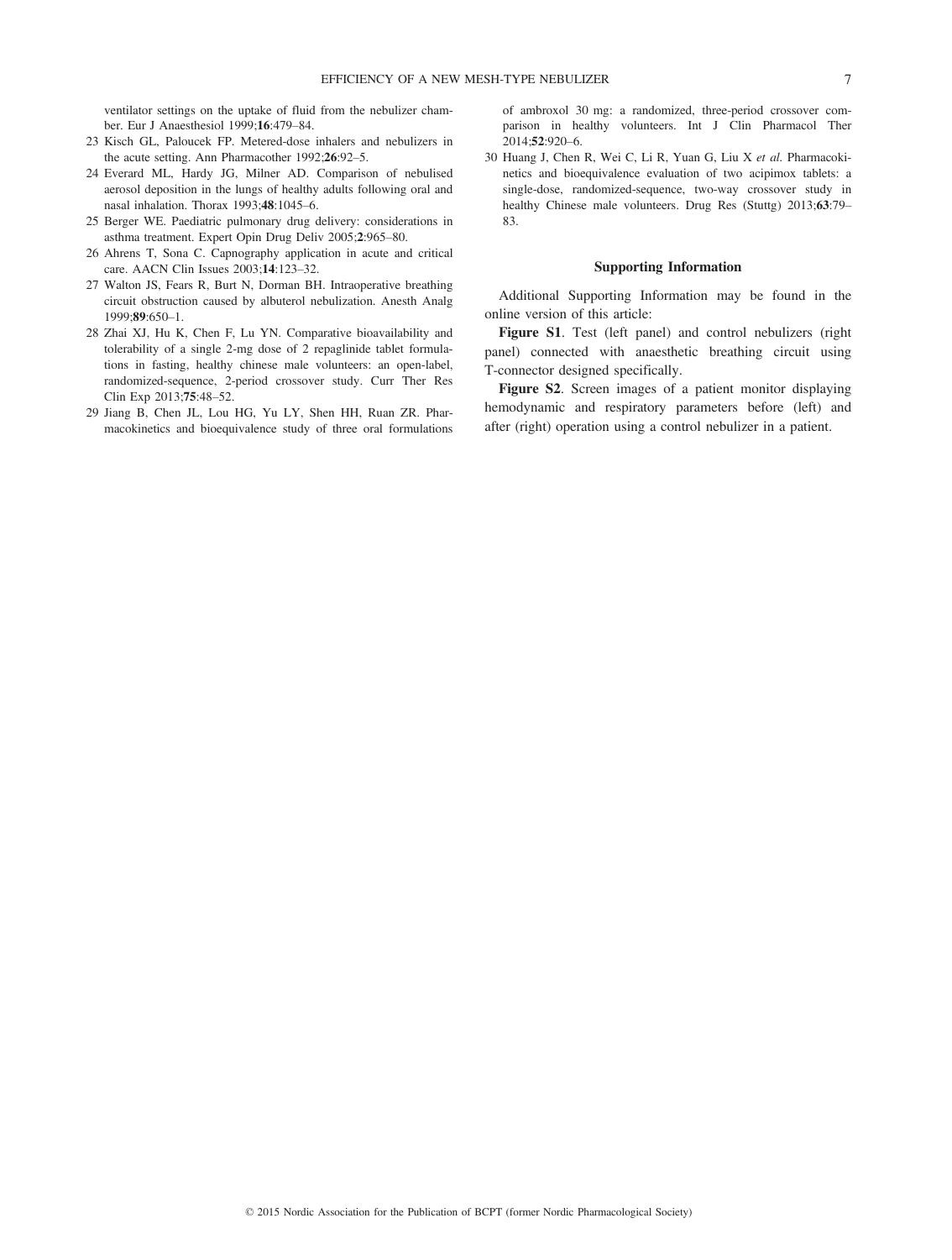ventilator settings on the uptake of fluid from the nebulizer chamber. Eur J Anaesthesiol 1999;**16**:479–84.

23 Kisch GL, Paloucek FP. Metered-dose inhalers and nebulizers in the acute setting. Ann Pharmacother 1992;**26**:92–5.

24 Everard ML, Hardy JG, Milner AD. Comparison of nebulised aerosol deposition in the lungs of healthy adults following oral and nasal inhalation. Thorax 1993;**48**:1045–6.

25 Berger WE. Paediatric pulmonary drug delivery: considerations in asthma treatment. Expert Opin Drug Deliv 2005;**2**:965–80.

26 Ahrens T, Sona C. Capnography application in acute and critical care. AACN Clin Issues 2003;**14**:123–32.

27 Walton JS, Fears R, Burt N, Dorman BH. Intraoperative breathing circuit obstruction caused by albuterol nebulization. Anesth Analg 1999;**89**:650–1.

28 Zhai XJ, Hu K, Chen F, Lu YN. Comparative bioavailability and tolerability of a single 2-mg dose of 2 repaglinide tablet formulations in fasting, healthy chinese male volunteers: an open-label, randomized-sequence, 2-period crossover study. Curr Ther Res Clin Exp 2013;**75**:48–52.

29 Jiang B, Chen JL, Lou HG, Yu LY, Shen HH, Ruan ZR. Pharmacokinetics and bioequivalence study of three oral formulations of ambroxol 30 mg: a randomized, three-period crossover comparison in healthy volunteers. Int J Clin Pharmacol Ther 2014;**52**:920–6.

30 Huang J, Chen R, Wei C, Li R, Yuan G, Liu X *et al.* Pharmacokinetics and bioequivalence evaluation of two acipimox tablets: a single-dose, randomized-sequence, two-way crossover study in healthy Chinese male volunteers. Drug Res (Stuttg) 2013;**63**:79–83.

## Supporting Information

Additional Supporting Information may be found in the online version of this article:

**Figure S1**. Test (left panel) and control nebulizers (right panel) connected with anaesthetic breathing circuit using T-connector designed specifically.

**Figure S2**. Screen images of a patient monitor displaying hemodynamic and respiratory parameters before (left) and after (right) operation using a control nebulizer in a patient.